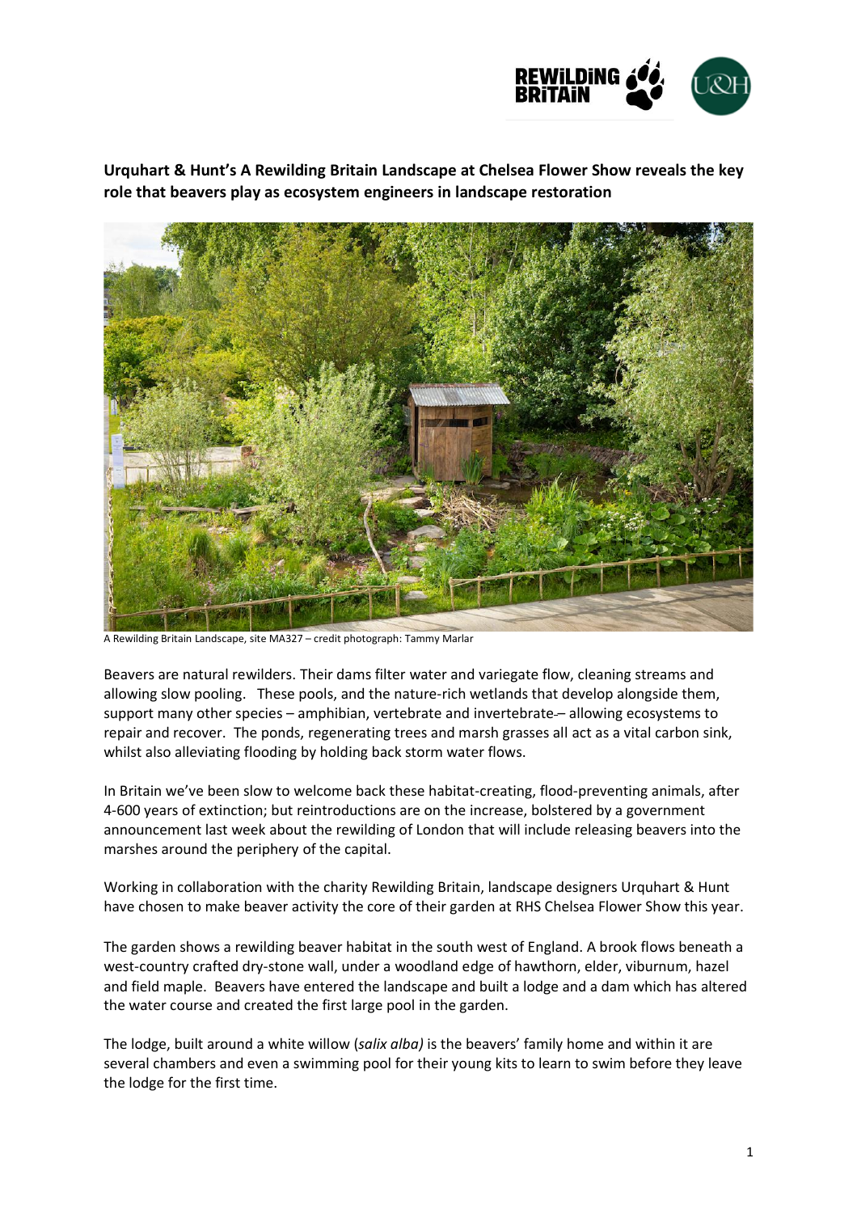**Urquhart & Hunt's A Rewilding Britain Landscape at Chelsea Flower Show reveals the key role that beavers play as ecosystem engineers in landscape restoration**

A Rewilding Britain Landscape, site MA327 – credit photograph: Tammy Marlar

Beavers are natural rewilders. Their dams filter water and variegate flow, cleaning streams and allowing slow pooling. These pools, and the nature-rich wetlands that develop alongside them, support many other species – amphibian, vertebrate and invertebrate – allowing ecosystems to repair and recover. The ponds, regenerating trees and marsh grasses all act as a vital carbon sink, whilst also alleviating flooding by holding back storm water flows.

In Britain we've been slow to welcome back these habitat-creating, flood-preventing animals, after 4-600 years of extinction; but reintroductions are on the increase, bolstered by a government announcement last week about the rewilding of London that will include releasing beavers into the marshes around the periphery of the capital.

Working in collaboration with the charity Rewilding Britain, landscape designers Urquhart & Hunt have chosen to make beaver activity the core of their garden at RHS Chelsea Flower Show this year.

The garden shows a rewilding beaver habitat in the south west of England. A brook flows beneath a west-country crafted dry-stone wall, under a woodland edge of hawthorn, elder, viburnum, hazel and field maple. Beavers have entered the landscape and built a lodge and a dam which has altered the water course and created the first large pool in the garden.

The lodge, built around a white willow (*salix alba)* is the beavers' family home and within it are several chambers and even a swimming pool for their young kits to learn to swim before they leave the lodge for the first time.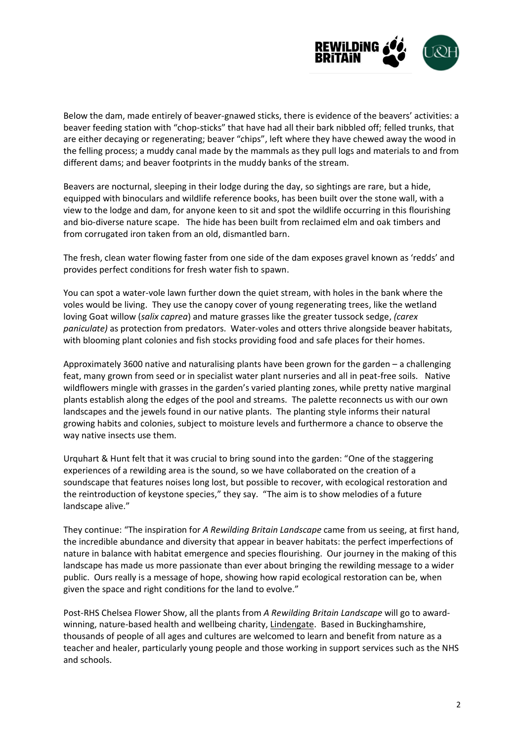Below the dam, made entirely of beaver-gnawed sticks, there is evidence of the beavers' activities: a beaver feeding station with "chop-sticks" that have had all their bark nibbled off; felled trunks, that are either decaying or regenerating; beaver "chips", left where they have chewed away the wood in the felling process; a muddy canal made by the mammals as they pull logs and materials to and from different dams; and beaver footprints in the muddy banks of the stream.

Beavers are nocturnal, sleeping in their lodge during the day, so sightings are rare, but a hide, equipped with binoculars and wildlife reference books, has been built over the stone wall, with a view to the lodge and dam, for anyone keen to sit and spot the wildlife occurring in this flourishing and bio-diverse nature scape. The hide has been built from reclaimed elm and oak timbers and from corrugated iron taken from an old, dismantled barn.

The fresh, clean water flowing faster from one side of the dam exposes gravel known as 'redds' and provides perfect conditions for fresh water fish to spawn.

You can spot a water-vole lawn further down the quiet stream, with holes in the bank where the voles would be living. They use the canopy cover of young regenerating trees, like the wetland loving Goat willow (*salix caprea*) and mature grasses like the greater tussock sedge, *(carex paniculate)* as protection from predators. Water-voles and otters thrive alongside beaver habitats, with blooming plant colonies and fish stocks providing food and safe places for their homes.

Approximately 3600 native and naturalising plants have been grown for the garden – a challenging feat, many grown from seed or in specialist water plant nurseries and all in peat-free soils. Native wildflowers mingle with grasses in the garden's varied planting zones, while pretty native marginal plants establish along the edges of the pool and streams. The palette reconnects us with our own landscapes and the jewels found in our native plants. The planting style informs their natural growing habits and colonies, subject to moisture levels and furthermore a chance to observe the way native insects use them.

Urquhart & Hunt felt that it was crucial to bring sound into the garden: "One of the staggering experiences of a rewilding area is the sound, so we have collaborated on the creation of a soundscape that features noises long lost, but possible to recover, with ecological restoration and the reintroduction of keystone species," they say. "The aim is to show melodies of a future landscape alive."

They continue: "The inspiration for *A Rewilding Britain Landscape* came from us seeing, at first hand, the incredible abundance and diversity that appear in beaver habitats: the perfect imperfections of nature in balance with habitat emergence and species flourishing. Our journey in the making of this landscape has made us more passionate than ever about bringing the rewilding message to a wider public. Ours really is a message of hope, showing how rapid ecological restoration can be, when given the space and right conditions for the land to evolve."

Post-RHS Chelsea Flower Show, all the plants from *A Rewilding Britain Landscape* will go to award-winning, nature-based health and wellbeing charity, Lindengate. Based in Buckinghamshire, thousands of people of all ages and cultures are welcomed to learn and benefit from nature as a teacher and healer, particularly young people and those working in support services such as the NHS and schools.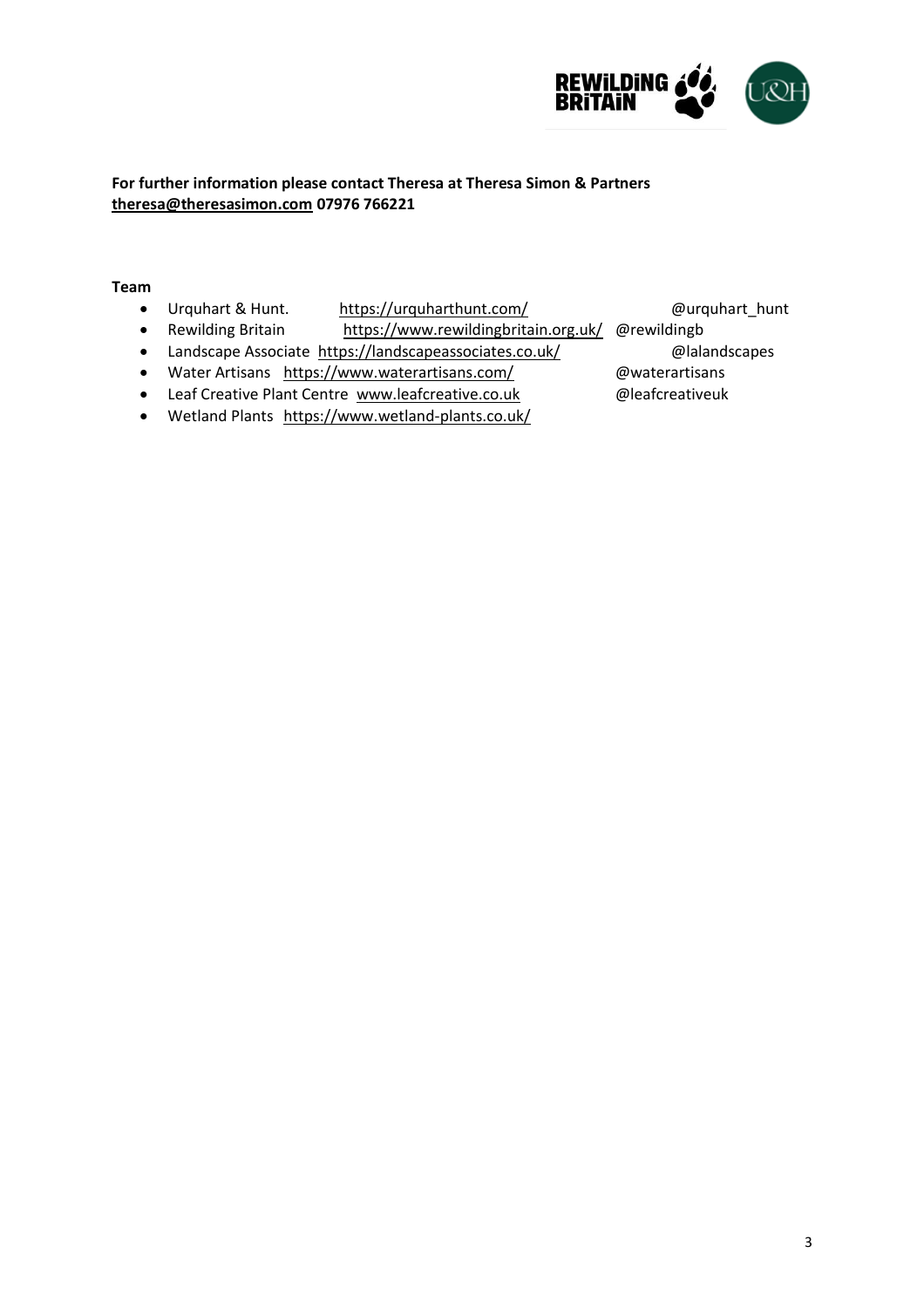**For further information please contact Theresa at Theresa Simon & Partners**
**theresa@theresasimon.com 07976 766221**

**Team**

- Urquhart & Hunt. https://urquharthunt.com/ @urquhart_hunt
- Rewilding Britain https://www.rewildingbritain.org.uk/ @rewildingb
- Landscape Associate https://landscapeassociates.co.uk/ @lalandscapes
- Water Artisans https://www.waterartisans.com/ @waterartisans
- Leaf Creative Plant Centre www.leafcreative.co.uk @leafcreativeuk
- Wetland Plants https://www.wetland-plants.co.uk/